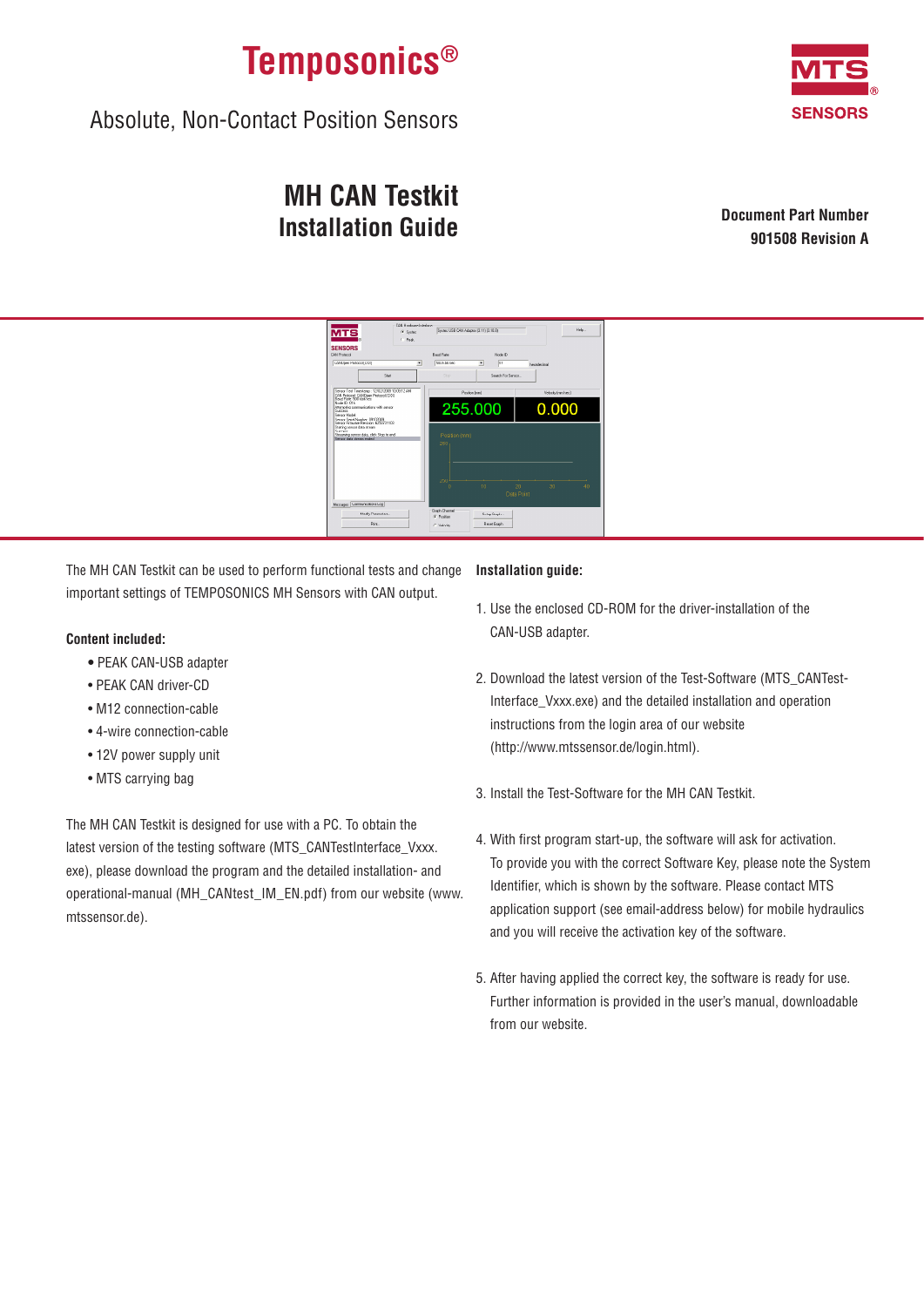# Temposonics®

Absolute, Non-Contact Position Sensors

MTS SENSORS

# MH CAN Testkit
# Installation Guide

**Document Part Number**
**901508 Revision A**

The MH CAN Testkit can be used to perform functional tests and change important settings of TEMPOSONICS MH Sensors with CAN output.

**Content included:**

- PEAK CAN-USB adapter
- PEAK CAN driver-CD
- M12 connection-cable
- 4-wire connection-cable
- 12V power supply unit
- MTS carrying bag

The MH CAN Testkit is designed for use with a PC. To obtain the latest version of the testing software (MTS_CANTestInterface_Vxxx.exe), please download the program and the detailed installation- and operational-manual (MH_CANtest_IM_EN.pdf) from our website (www.mtssensor.de).

**Installation guide:**

1. Use the enclosed CD-ROM for the driver-installation of the CAN-USB adapter.

2. Download the latest version of the Test-Software (MTS_CANTest-Interface_Vxxx.exe) and the detailed installation and operation instructions from the login area of our website (http://www.mtssensor.de/login.html).

3. Install the Test-Software for the MH CAN Testkit.

4. With first program start-up, the software will ask for activation. To provide you with the correct Software Key, please note the System Identifier, which is shown by the software. Please contact MTS application support (see email-address below) for mobile hydraulics and you will receive the activation key of the software.

5. After having applied the correct key, the software is ready for use. Further information is provided in the user's manual, downloadable from our website.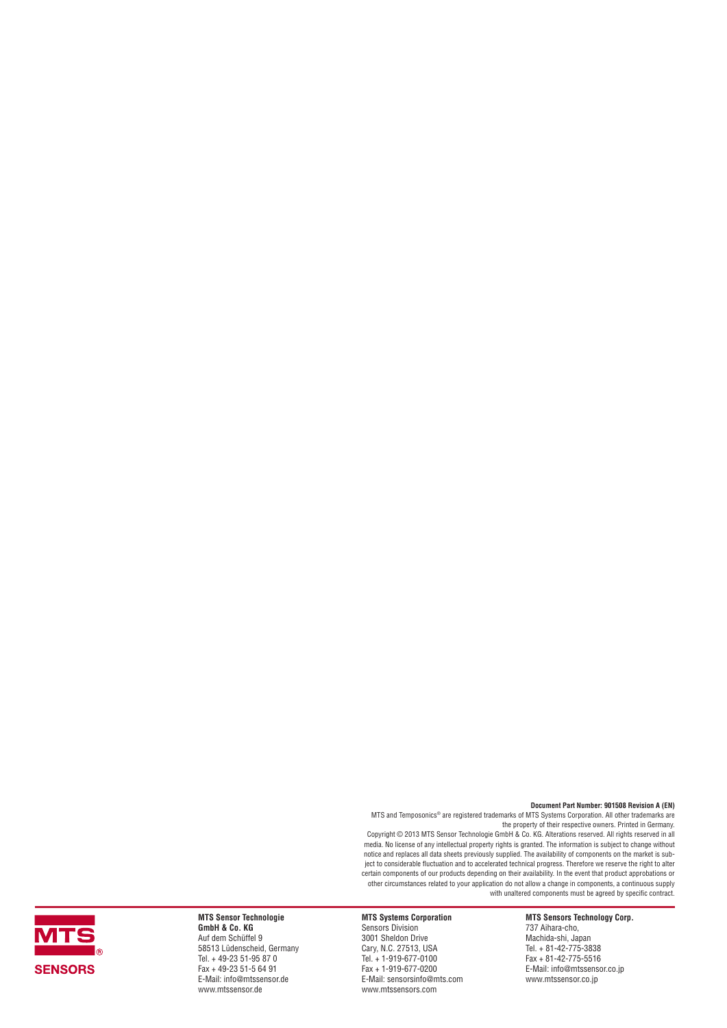**Document Part Number: 901508 Revision A (EN)**

MTS and Temposonics® are registered trademarks of MTS Systems Corporation. All other trademarks are the property of their respective owners. Printed in Germany.
Copyright © 2013 MTS Sensor Technologie GmbH & Co. KG. Alterations reserved. All rights reserved in all media. No license of any intellectual property rights is granted. The information is subject to change without notice and replaces all data sheets previously supplied. The availability of components on the market is subject to considerable fluctuation and to accelerated technical progress. Therefore we reserve the right to alter certain components of our products depending on their availability. In the event that product approbations or other circumstances related to your application do not allow a change in components, a continuous supply with unaltered components must be agreed by specific contract.

MTS SENSORS

**MTS Sensor Technologie GmbH & Co. KG**
Auf dem Schüffel 9
58513 Lüdenscheid, Germany
Tel. + 49-23 51-95 87 0
Fax + 49-23 51-5 64 91
E-Mail: info@mtssensor.de
www.mtssensor.de

**MTS Systems Corporation**
Sensors Division
3001 Sheldon Drive
Cary, N.C. 27513, USA
Tel. + 1-919-677-0100
Fax + 1-919-677-0200
E-Mail: sensorsinfo@mts.com
www.mtssensors.com

**MTS Sensors Technology Corp.**
737 Aihara-cho,
Machida-shi, Japan
Tel. + 81-42-775-3838
Fax + 81-42-775-5516
E-Mail: info@mtssensor.co.jp
www.mtssensor.co.jp